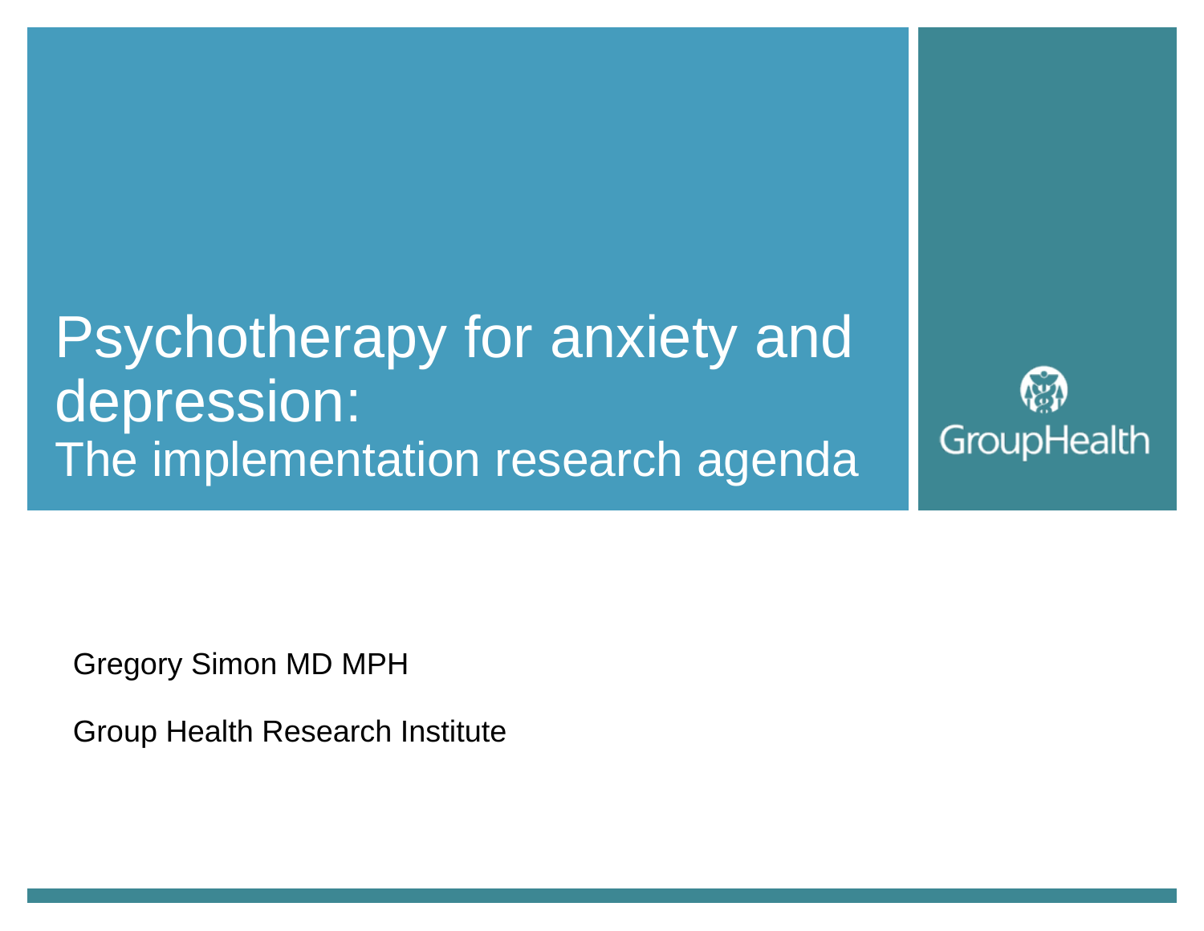# Psychotherapy for anxiety and depression:

## The implementation research agenda

GroupHealth

Gregory Simon MD MPH

Group Health Research Institute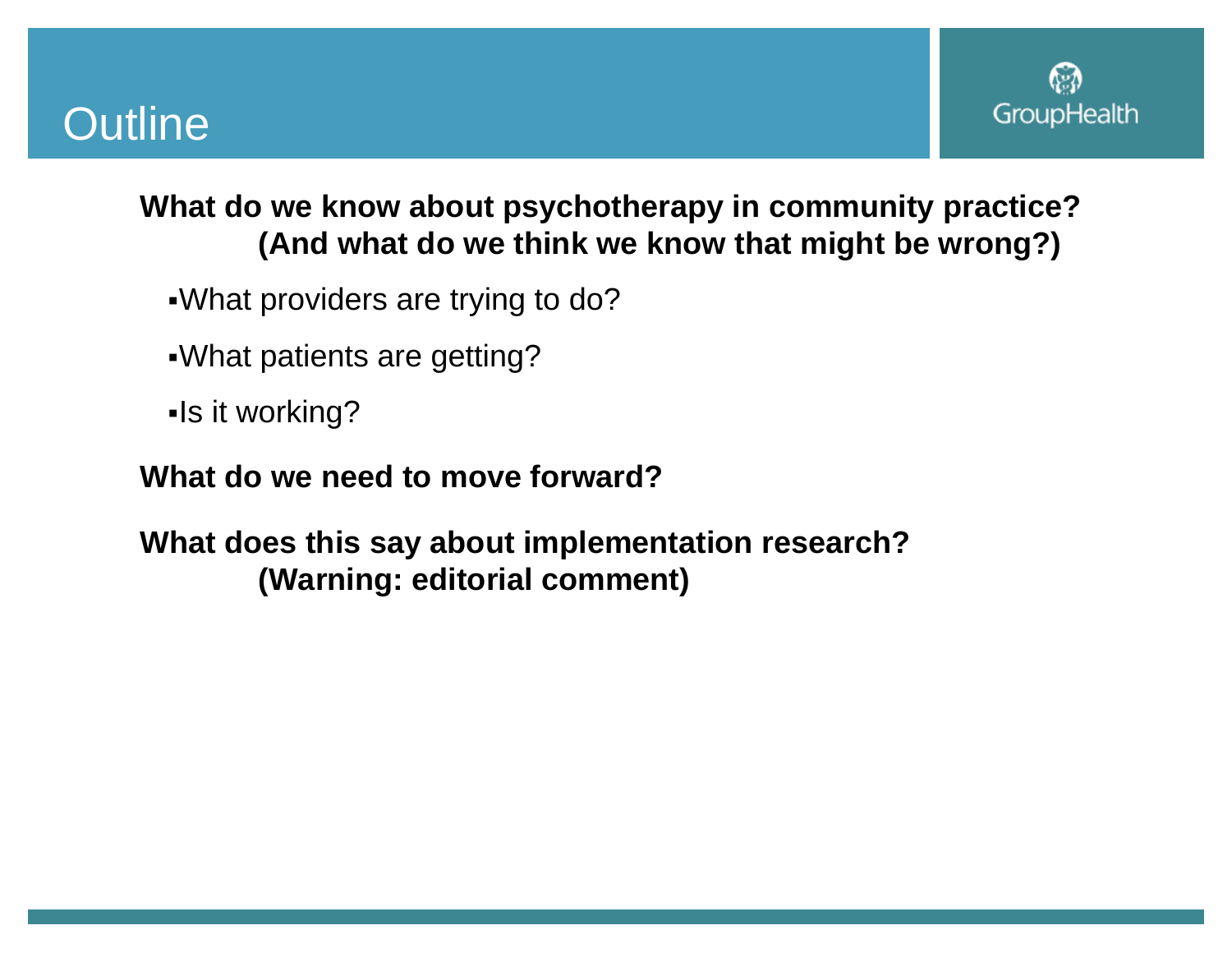# Outline

**What do we know about psychotherapy in community practice?**
**(And what do we think we know that might be wrong?)**

- What providers are trying to do?
- What patients are getting?
- Is it working?

**What do we need to move forward?**

**What does this say about implementation research?**
**(Warning: editorial comment)**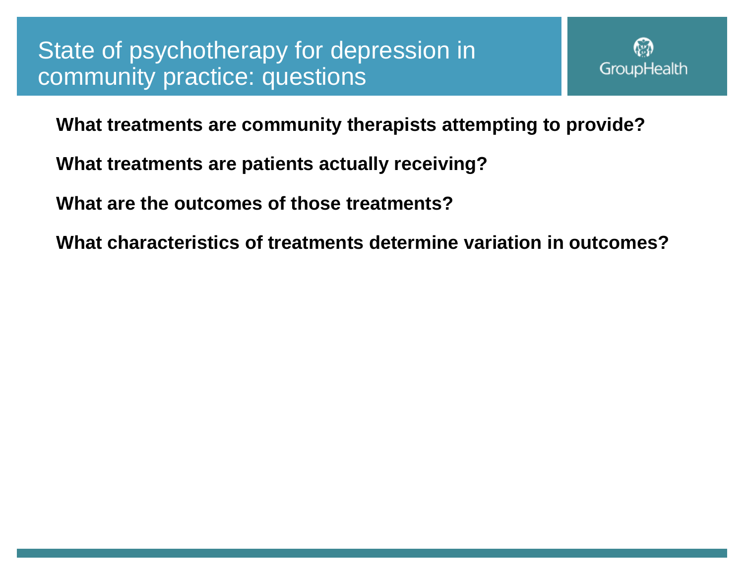# State of psychotherapy for depression in community practice: questions

**What treatments are community therapists attempting to provide?**

**What treatments are patients actually receiving?**

**What are the outcomes of those treatments?**

**What characteristics of treatments determine variation in outcomes?**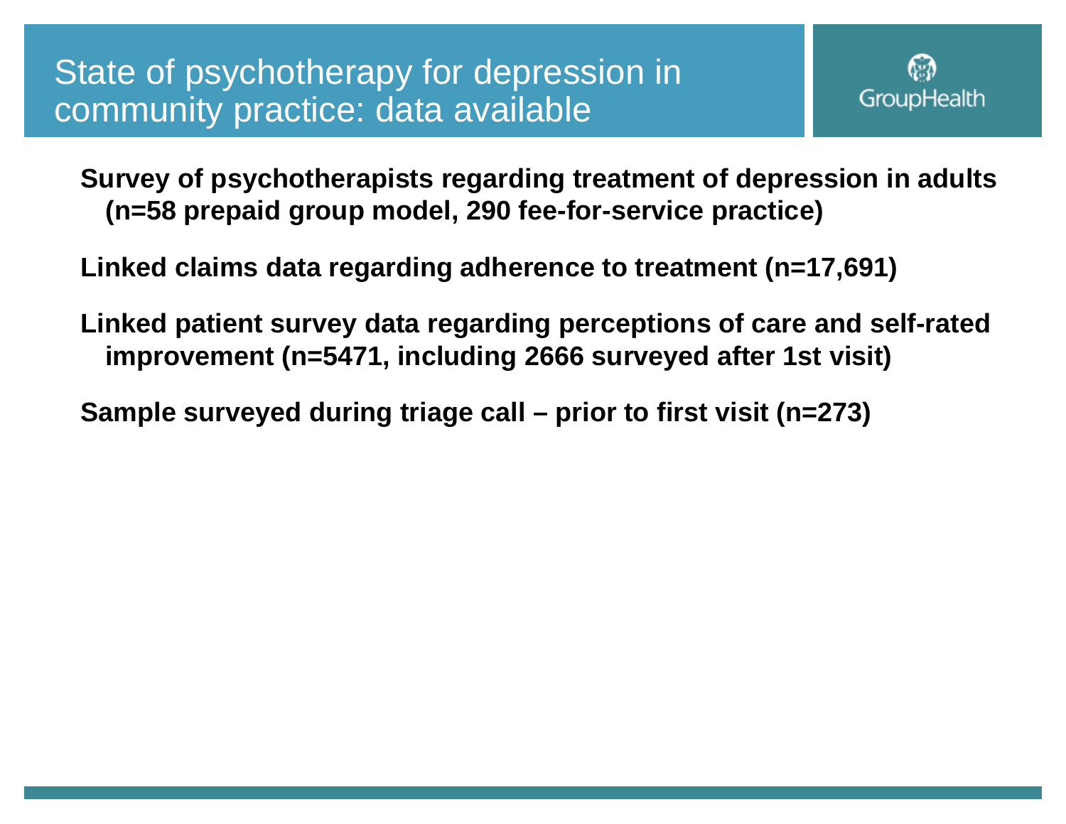# State of psychotherapy for depression in community practice: data available

**Survey of psychotherapists regarding treatment of depression in adults (n=58 prepaid group model, 290 fee-for-service practice)**

**Linked claims data regarding adherence to treatment (n=17,691)**

**Linked patient survey data regarding perceptions of care and self-rated improvement (n=5471, including 2666 surveyed after 1st visit)**

**Sample surveyed during triage call – prior to first visit (n=273)**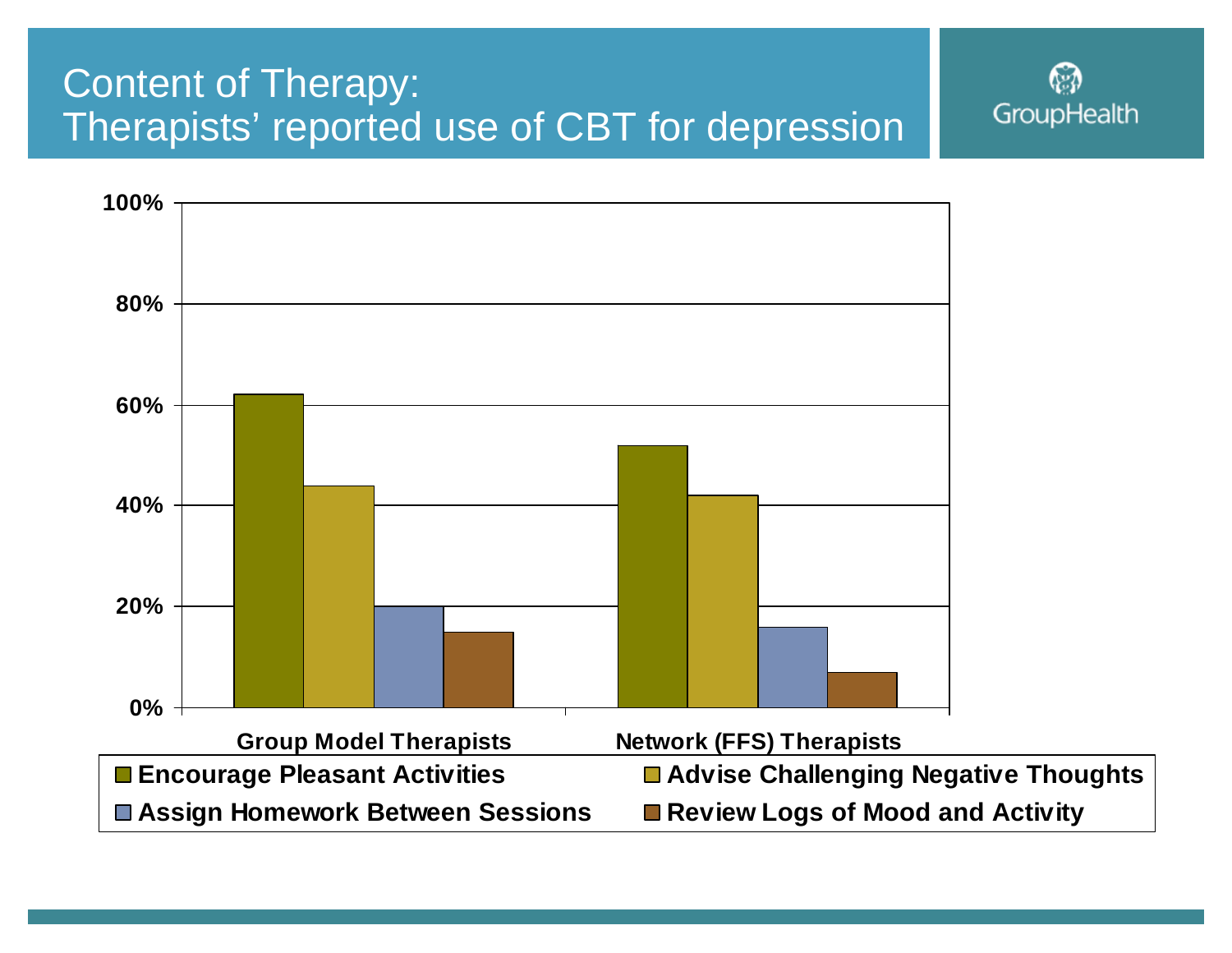# Content of Therapy:
# Therapists' reported use of CBT for depression

GroupHealth

100%

80%

60%

40%

20%

0%

Group Model Therapists

Network (FFS) Therapists

- Encourage Pleasant Activities
- Advise Challenging Negative Thoughts
- Assign Homework Between Sessions
- Review Logs of Mood and Activity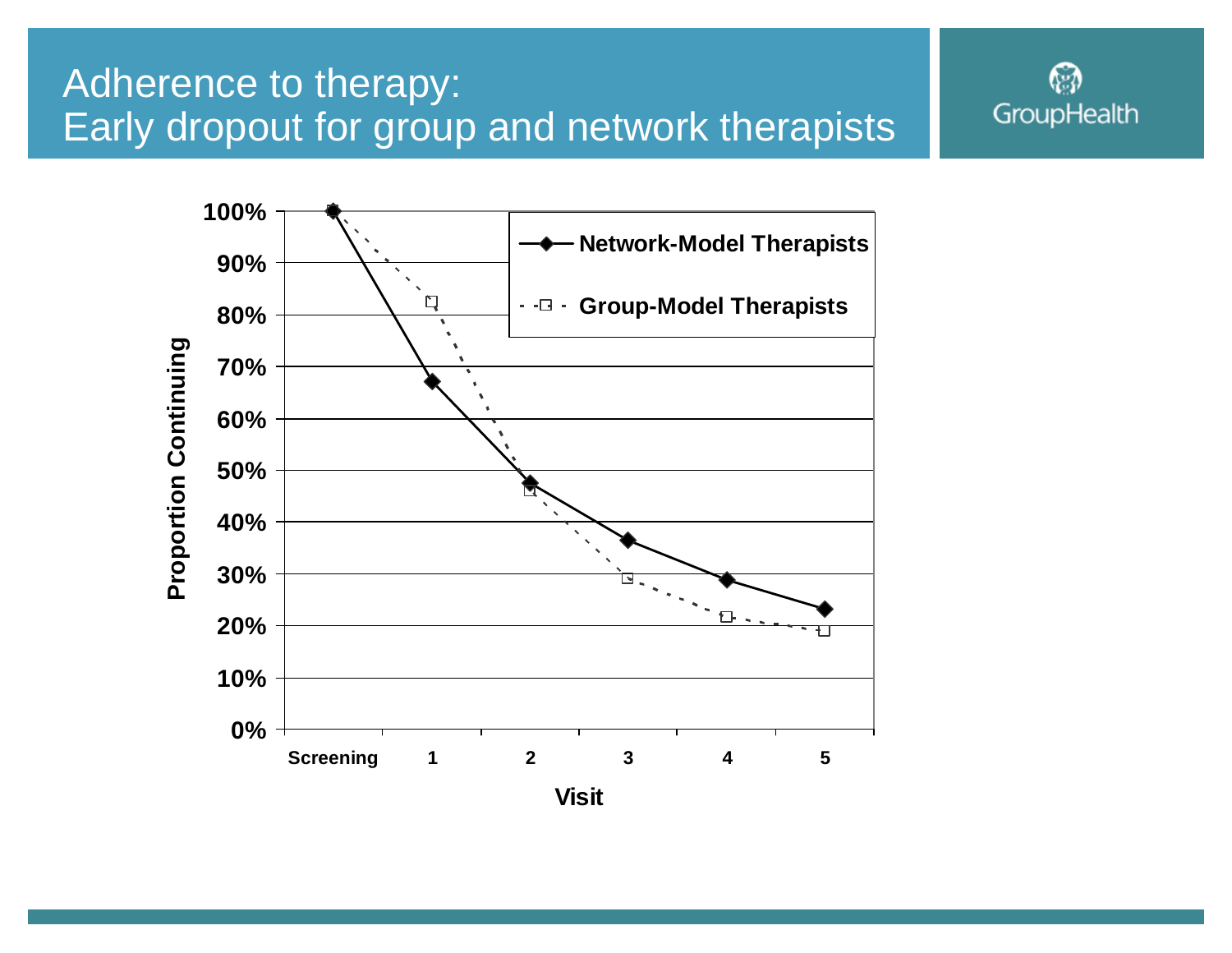# Adherence to therapy: Early dropout for group and network therapists

Proportion Continuing

| Visit | Network-Model Therapists | Group-Model Therapists |
|---|---|---|
| Screening | 100% | 100% |
| 1 | 67% | 82% |
| 2 | 47% | 46% |
| 3 | 36% | 29% |
| 4 | 29% | 22% |
| 5 | 23% | 19% |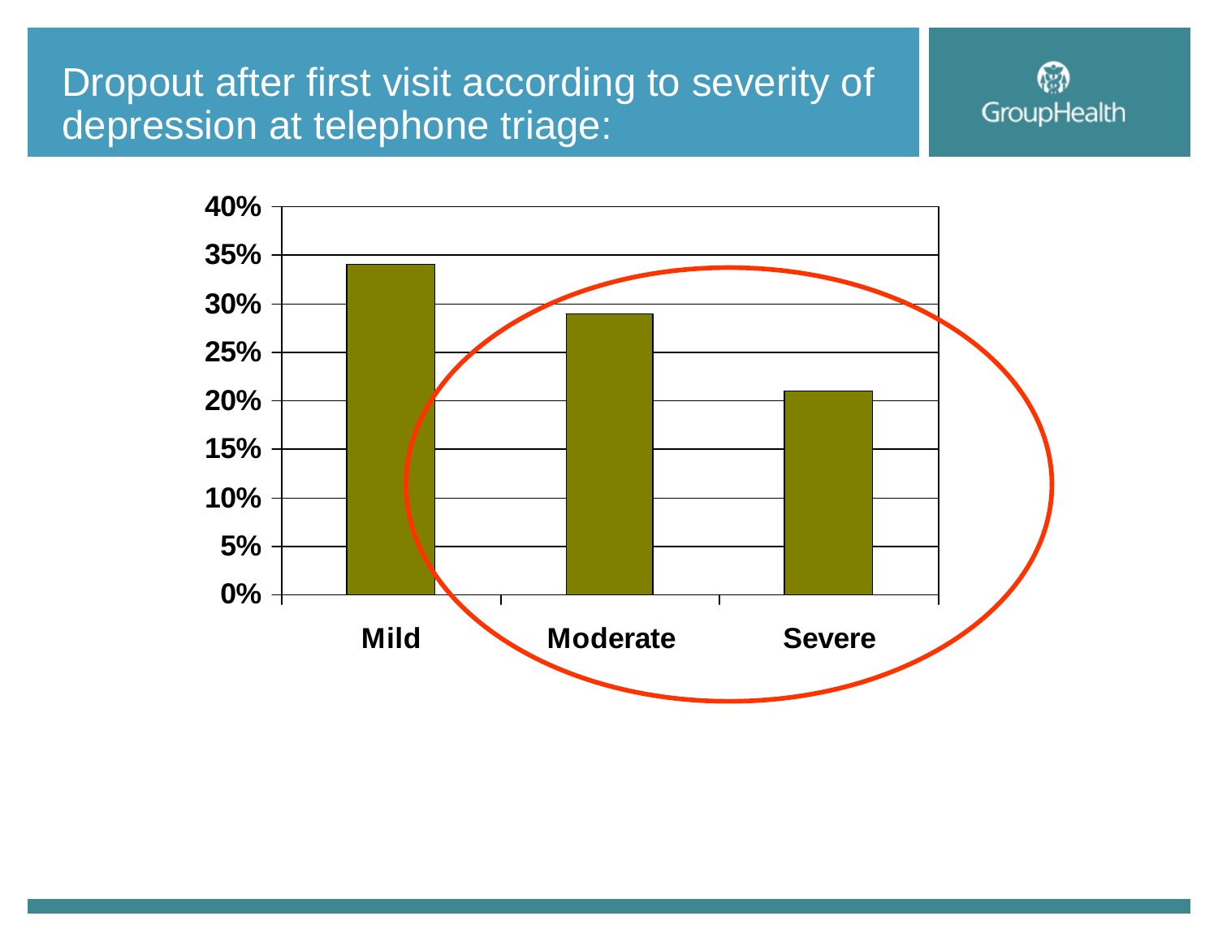# Dropout after first visit according to severity of depression at telephone triage:

| Severity | Dropout |
| --- | --- |
| Mild | 34% |
| Moderate | 29% |
| Severe | 21% |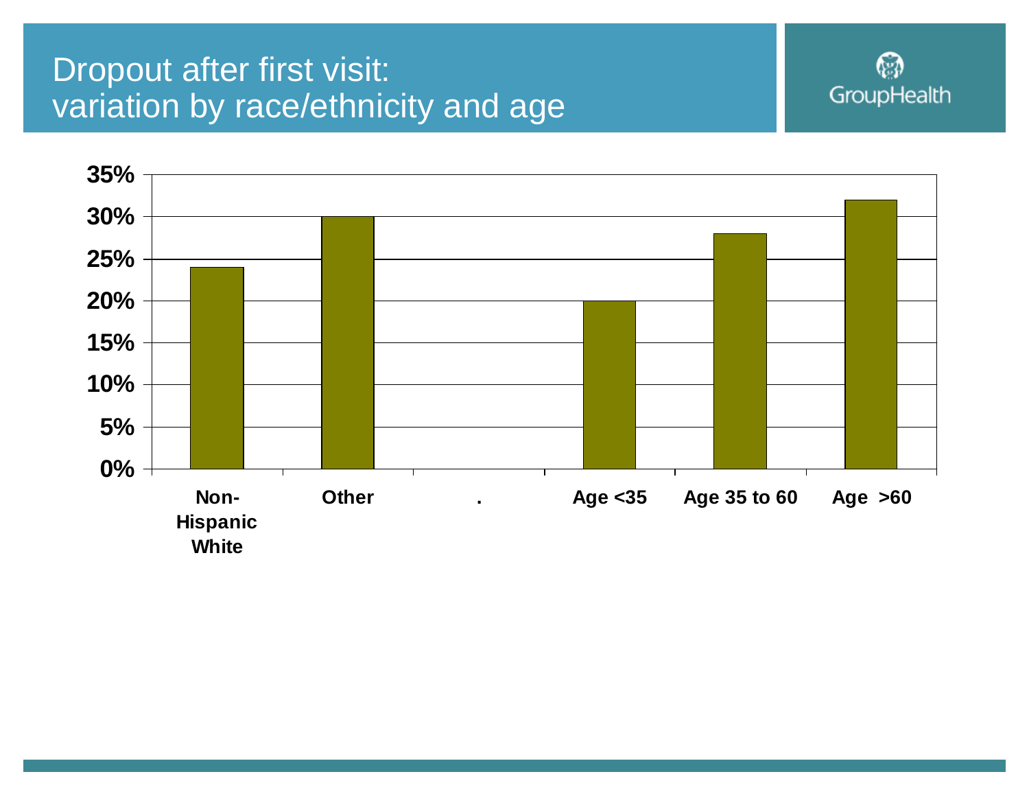# Dropout after first visit: variation by race/ethnicity and age

| Category | Dropout after first visit |
|---|---|
| Non-Hispanic White | 24% |
| Other | 30% |
| . | |
| Age <35 | 20% |
| Age 35 to 60 | 28% |
| Age >60 | 32% |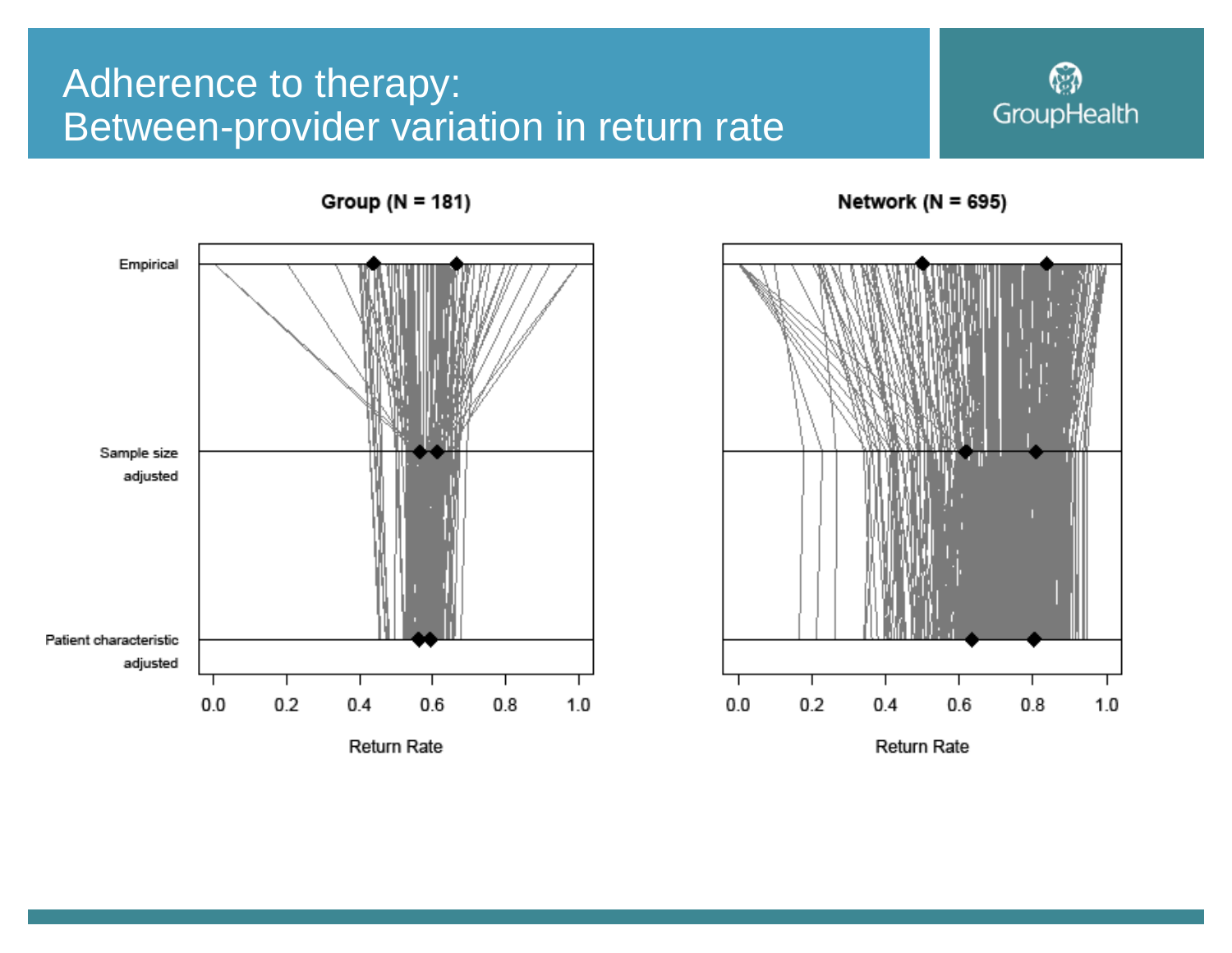# Adhere​nce to therapy: Between-provider variation in return rate

**Group (N = 181)**

**Network (N = 695)**

Empirical

Sample size adjusted

Patient characteristic adjusted

0.0 0.2 0.4 0.6 0.8 1.0

Return Rate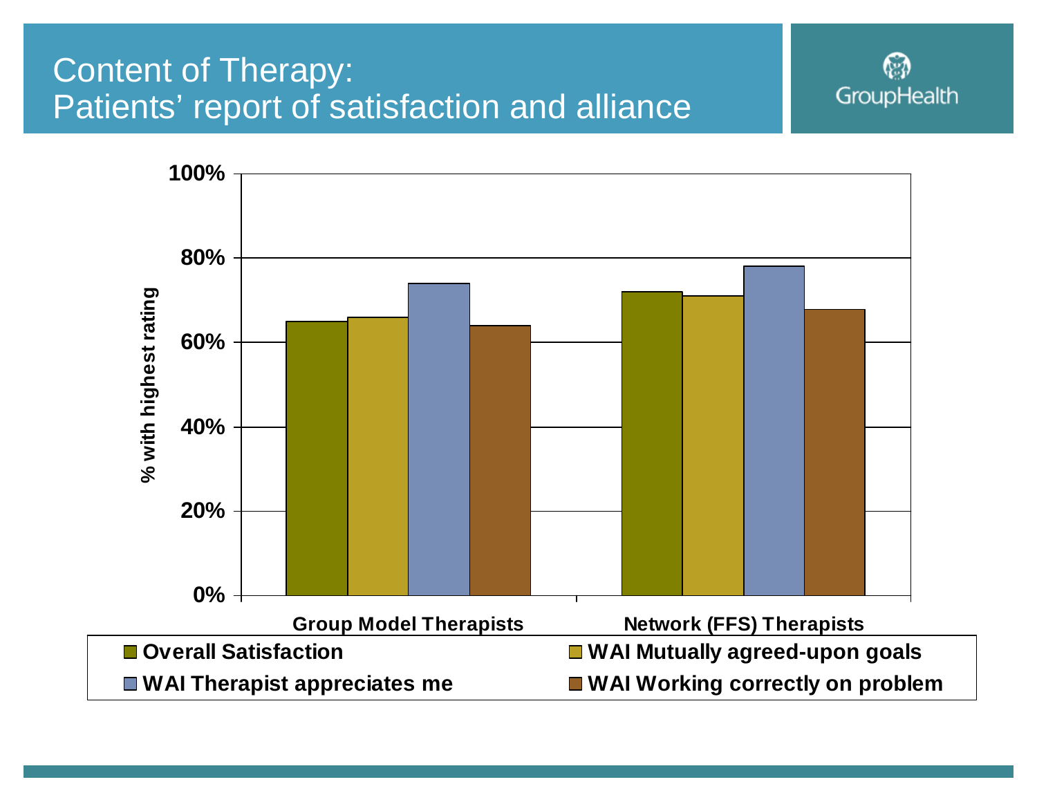# Content of Therapy: Patients' report of satisfaction and alliance

GroupHealth

% with highest rating

100%
80%
60%
40%
20%
0%

Group Model Therapists

Network (FFS) Therapists

- Overall Satisfaction
- WAI Mutually agreed-upon goals
- WAI Therapist appreciates me
- WAI Working correctly on problem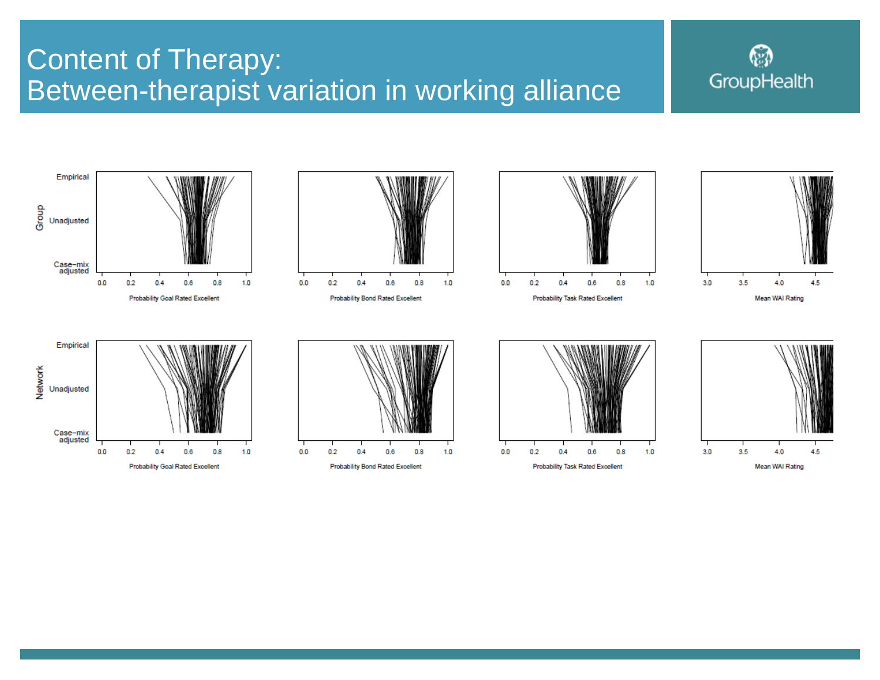# Content of Therapy: Between-therapist variation in working alliance

Group

Empirical

Unadjusted

Case−mix adjusted

0.0 0.2 0.4 0.6 0.8 1.0

Probability Goal Rated Excellent

0.0 0.2 0.4 0.6 0.8 1.0

Probability Bond Rated Excellent

0.0 0.2 0.4 0.6 0.8 1.0

Probability Task Rated Excellent

3.0 3.5 4.0 4.5

Mean WAI Rating

Network

Empirical

Unadjusted

Case−mix adjusted

0.0 0.2 0.4 0.6 0.8 1.0

Probability Goal Rated Excellent

0.0 0.2 0.4 0.6 0.8 1.0

Probability Bond Rated Excellent

0.0 0.2 0.4 0.6 0.8 1.0

Probability Task Rated Excellent

3.0 3.5 4.0 4.5

Mean WAI Rating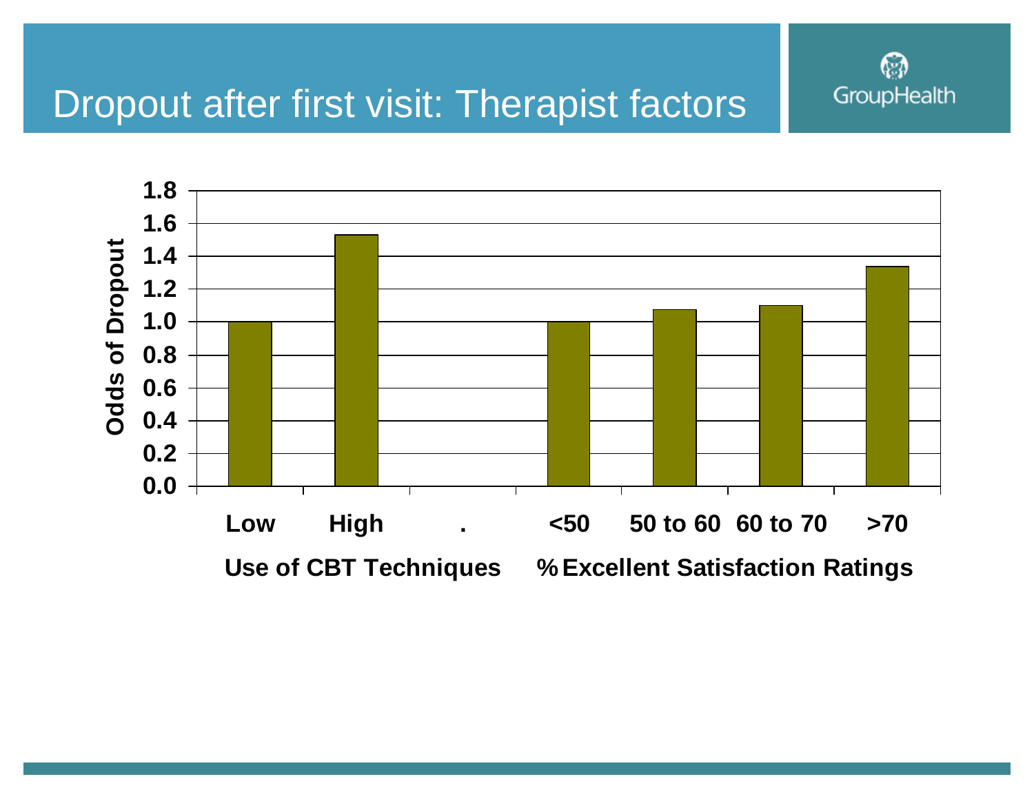# Dropout after first visit: Therapist factors

GroupHealth

| | Odds of Dropout |
|---|---|
| **Use of CBT Techniques** | |
| Low | 1.0 |
| High | 1.53 |
| **% Excellent Satisfaction Ratings** | |
| <50 | 1.0 |
| 50 to 60 | 1.07 |
| 60 to 70 | 1.1 |
| >70 | 1.33 |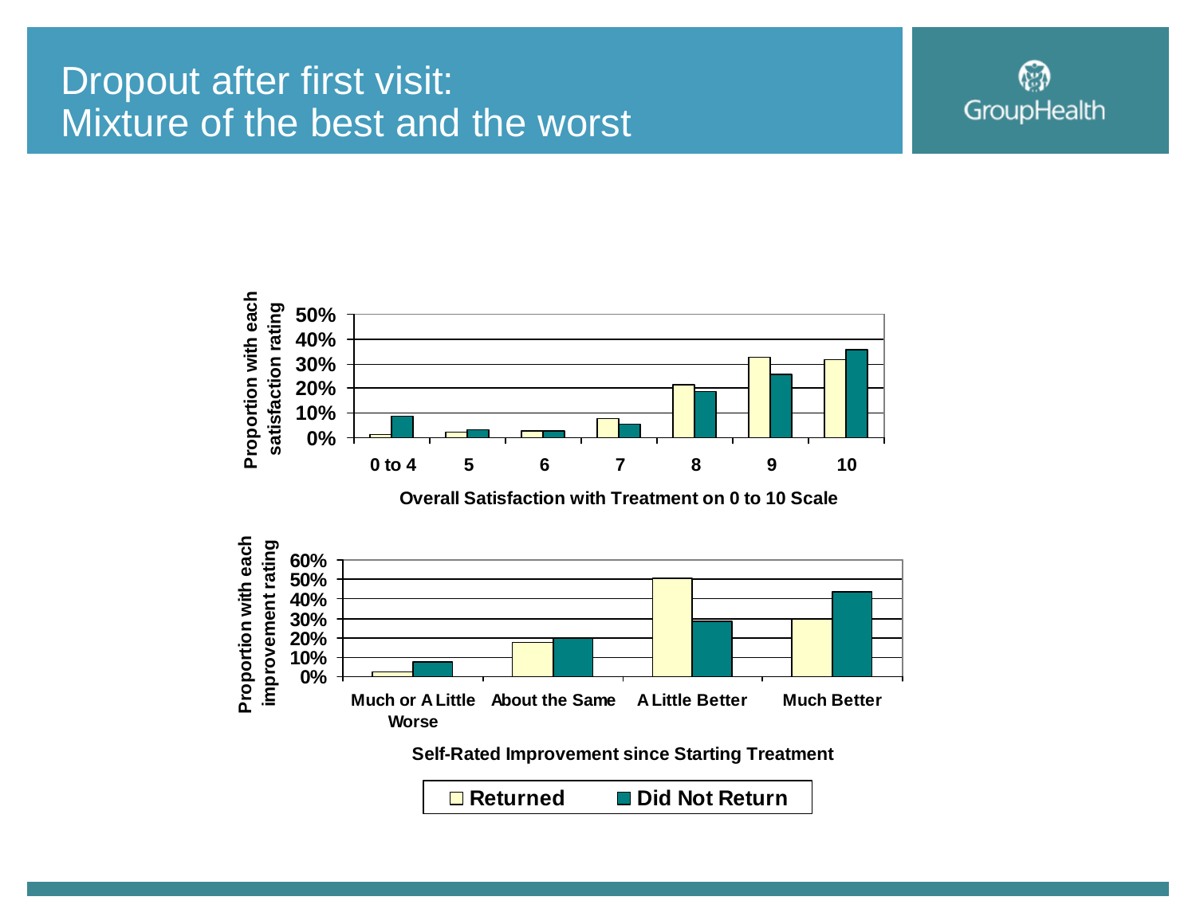# Dropout after first visit: Mixture of the best and the worst

Proportion with each satisfaction rating

50%
40%
30%
20%
10%
0%

0 to 4 | 5 | 6 | 7 | 8 | 9 | 10

Overall Satisfaction with Treatment on 0 to 10 Scale

Proportion with each improvement rating

60%
50%
40%
30%
20%
10%
0%

Much or A Little Worse | About the Same | A Little Better | Much Better

Self-Rated Improvement since Starting Treatment

Returned | Did Not Return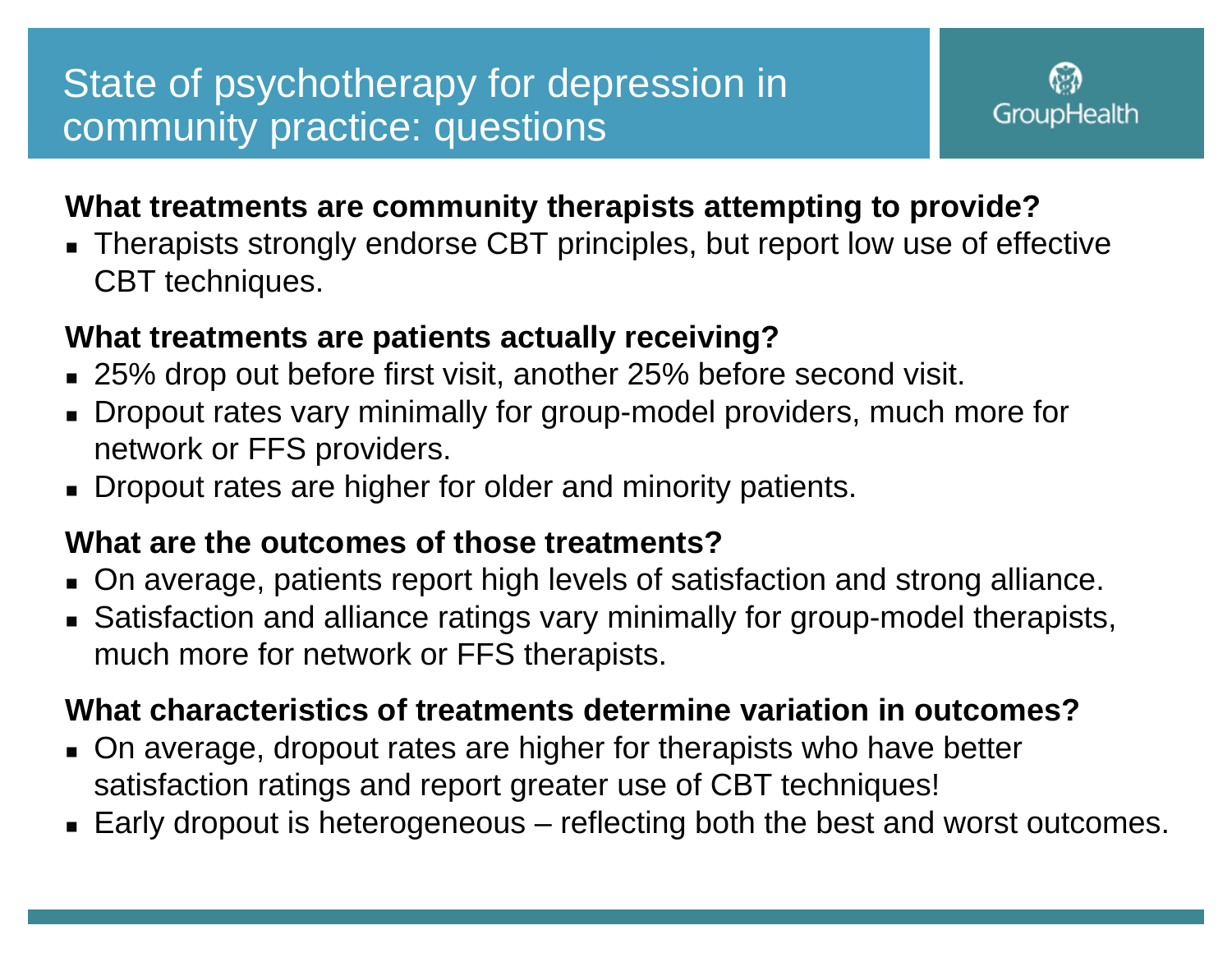# State of psychotherapy for depression in community practice: questions

GroupHealth

**What treatments are community therapists attempting to provide?**

- Therapists strongly endorse CBT principles, but report low use of effective CBT techniques.

**What treatments are patients actually receiving?**

- 25% drop out before first visit, another 25% before second visit.
- Dropout rates vary minimally for group-model providers, much more for network or FFS providers.
- Dropout rates are higher for older and minority patients.

**What are the outcomes of those treatments?**

- On average, patients report high levels of satisfaction and strong alliance.
- Satisfaction and alliance ratings vary minimally for group-model therapists, much more for network or FFS therapists.

**What characteristics of treatments determine variation in outcomes?**

- On average, dropout rates are higher for therapists who have better satisfaction ratings and report greater use of CBT techniques!
- Early dropout is heterogeneous – reflecting both the best and worst outcomes.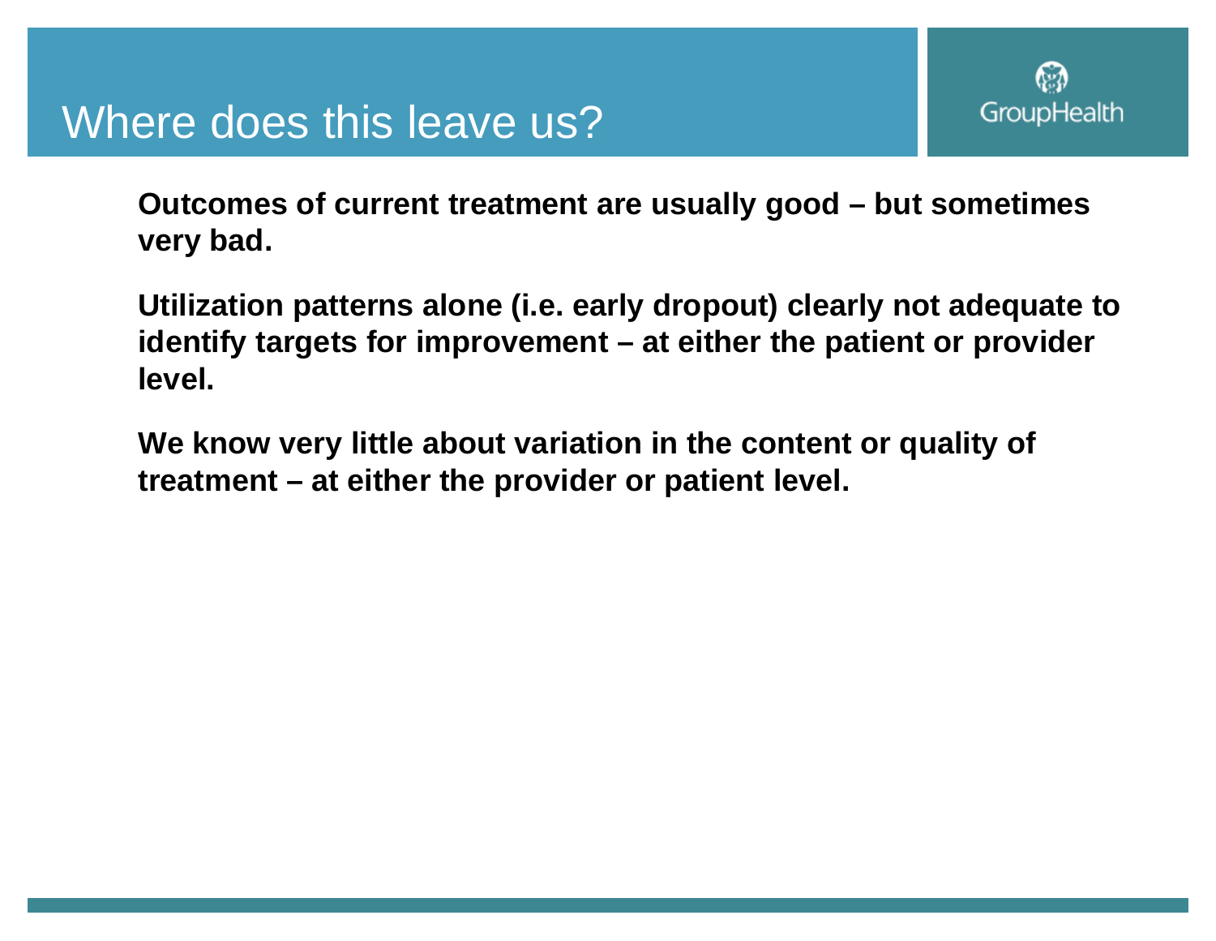# Where does this leave us?

**Outcomes of current treatment are usually good – but sometimes very bad.**

**Utilization patterns alone (i.e. early dropout) clearly not adequate to identify targets for improvement – at either the patient or provider level.**

**We know very little about variation in the content or quality of treatment – at either the provider or patient level.**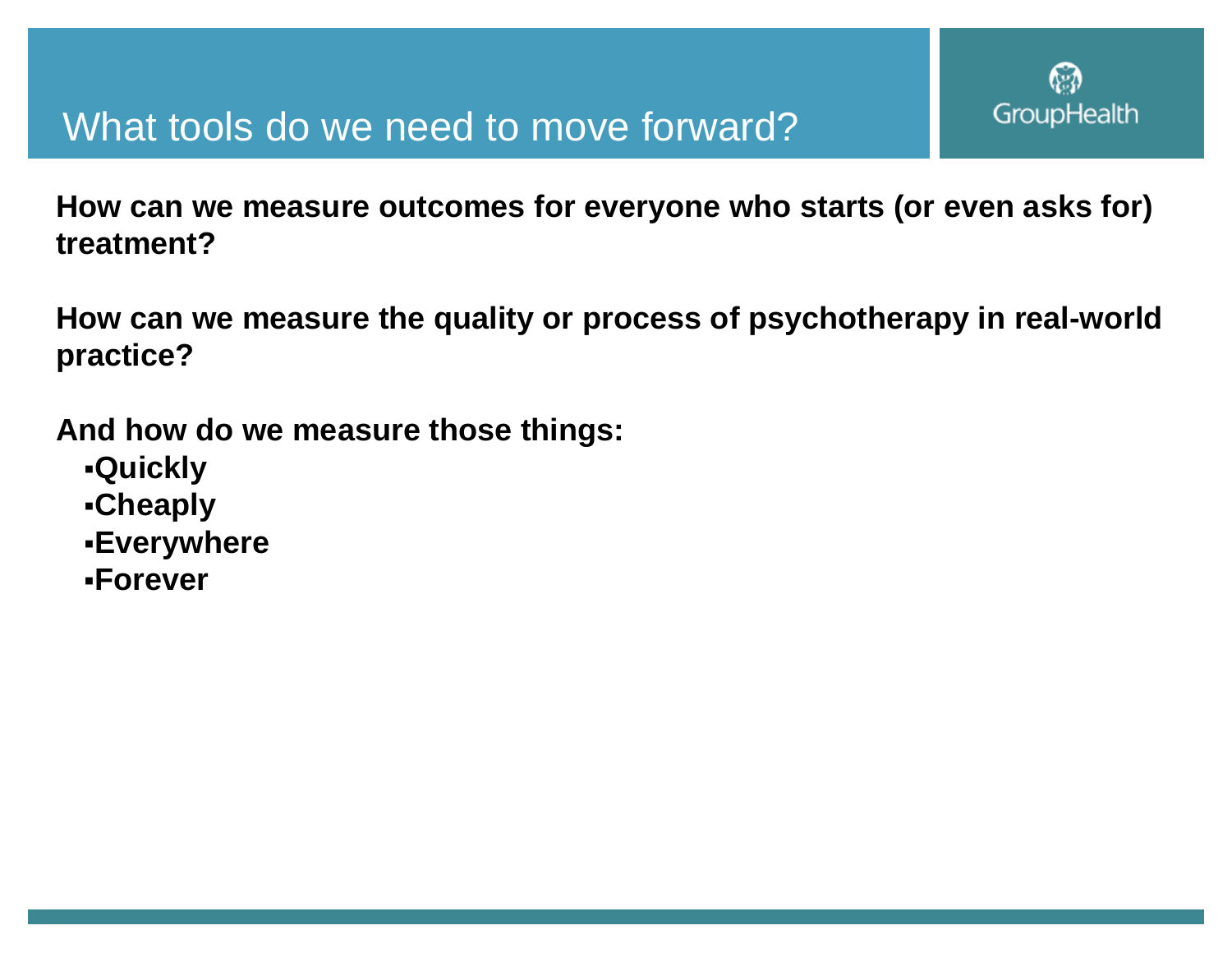# What tools do we need to move forward?

**How can we measure outcomes for everyone who starts (or even asks for) treatment?**

**How can we measure the quality or process of psychotherapy in real-world practice?**

**And how do we measure those things:**

- **Quickly**
- **Cheaply**
- **Everywhere**
- **Forever**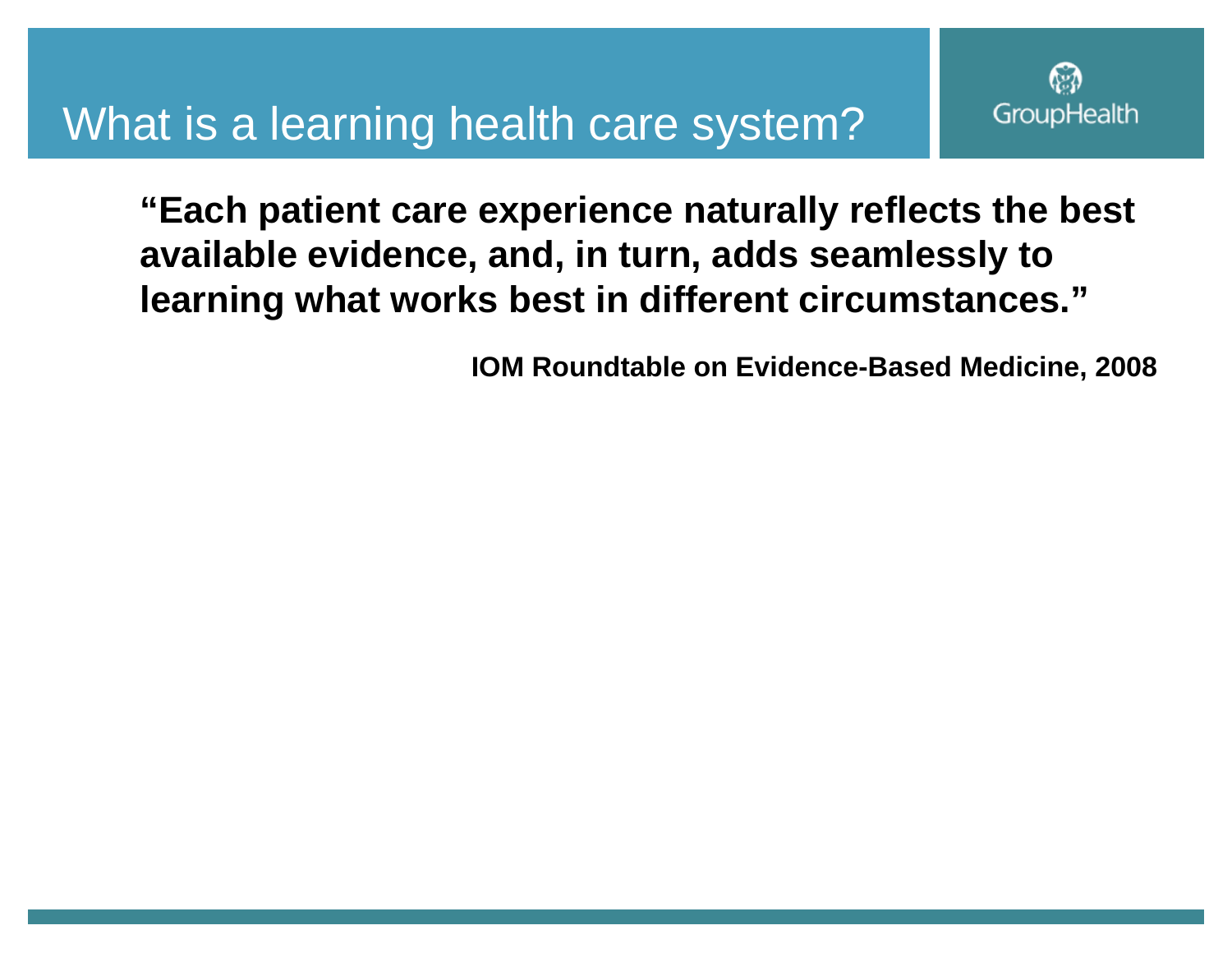# What is a learning health care system?

GroupHealth

**"Each patient care experience naturally reflects the best available evidence, and, in turn, adds seamlessly to learning what works best in different circumstances."**

**IOM Roundtable on Evidence-Based Medicine, 2008**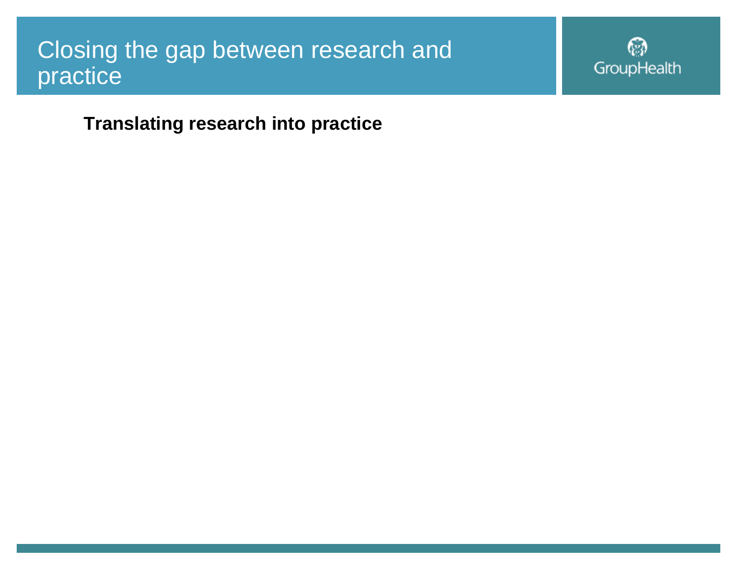# Closing the gap between research and practice

**Translating research into practice**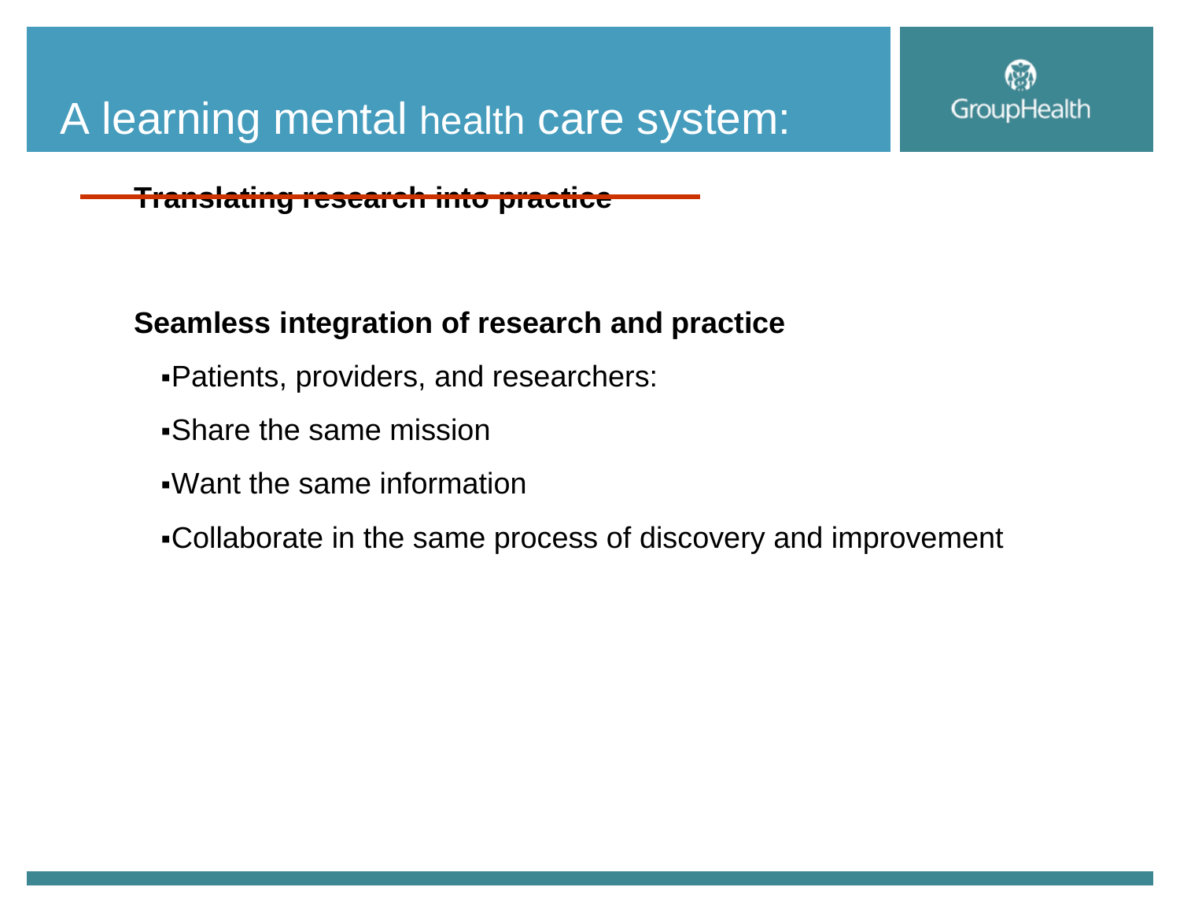# A learning mental health care system:

~~**Translating research into practice**~~

**Seamless integration of research and practice**

- Patients, providers, and researchers:
- Share the same mission
- Want the same information
- Collaborate in the same process of discovery and improvement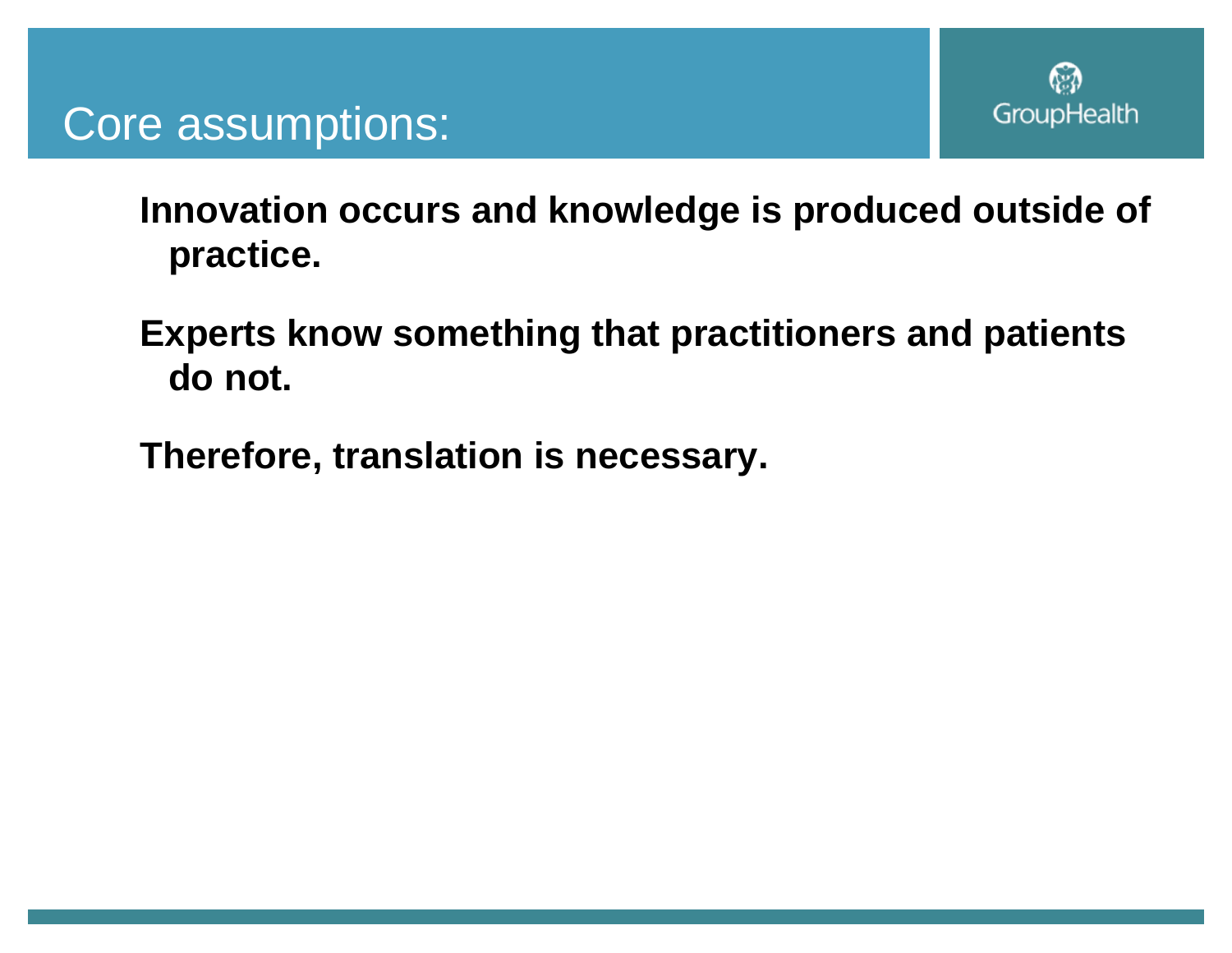# Core assumptions:

**Innovation occurs and knowledge is produced outside of practice.**

**Experts know something that practitioners and patients do not.**

**Therefore, translation is necessary.**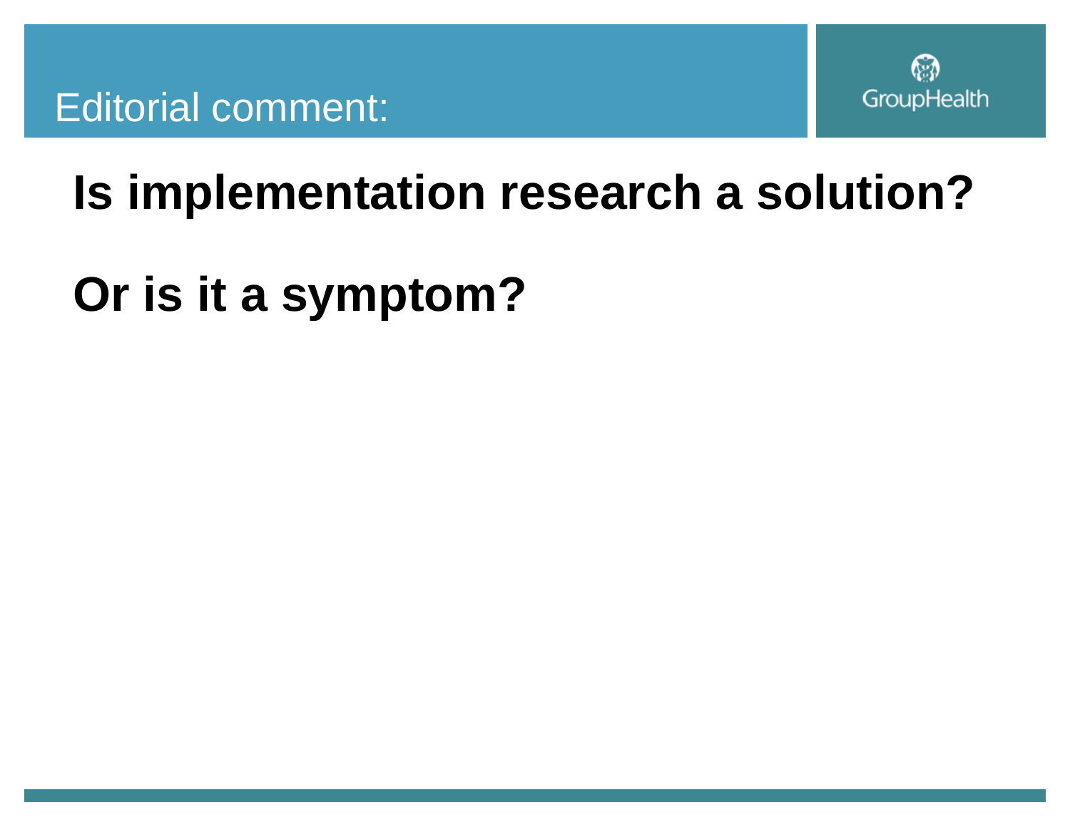# Editorial comment:

**Is implementation research a solution?**

**Or is it a symptom?**